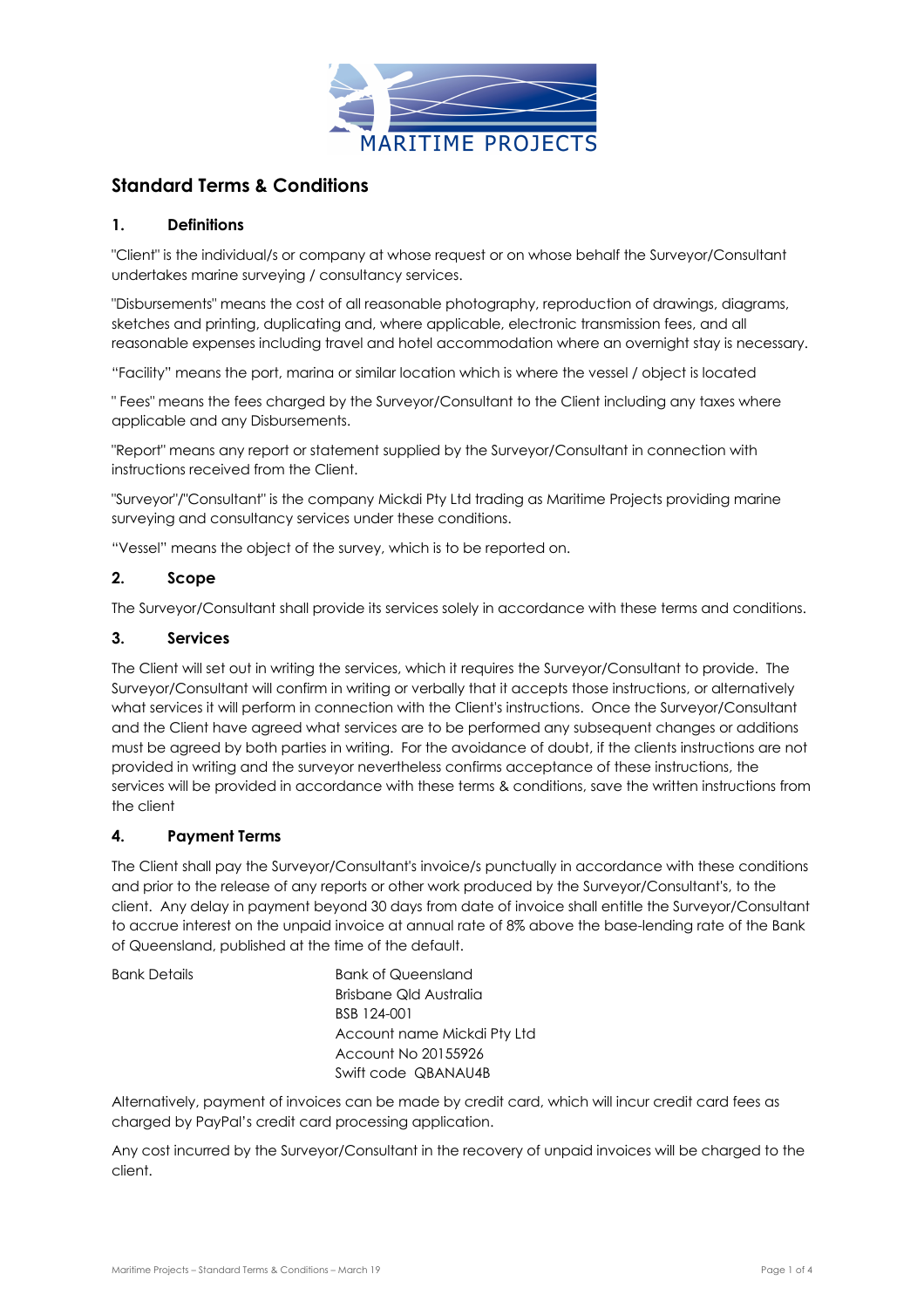MARITIME PROJECTS

# Standard Terms & Conditions

## 1. Definitions

"Client" is the individual/s or company at whose request or on whose behalf the Surveyor/Consultant undertakes marine surveying / consultancy services.

"Disbursements" means the cost of all reasonable photography, reproduction of drawings, diagrams, sketches and printing, duplicating and, where applicable, electronic transmission fees, and all reasonable expenses including travel and hotel accommodation where an overnight stay is necessary.

"Facility" means the port, marina or similar location which is where the vessel / object is located

" Fees" means the fees charged by the Surveyor/Consultant to the Client including any taxes where applicable and any Disbursements.

"Report" means any report or statement supplied by the Surveyor/Consultant in connection with instructions received from the Client.

"Surveyor"/"Consultant" is the company Mickdi Pty Ltd trading as Maritime Projects providing marine surveying and consultancy services under these conditions.

"Vessel" means the object of the survey, which is to be reported on.

## 2. Scope

The Surveyor/Consultant shall provide its services solely in accordance with these terms and conditions.

## 3. Services

The Client will set out in writing the services, which it requires the Surveyor/Consultant to provide. The Surveyor/Consultant will confirm in writing or verbally that it accepts those instructions, or alternatively what services it will perform in connection with the Client's instructions. Once the Surveyor/Consultant and the Client have agreed what services are to be performed any subsequent changes or additions must be agreed by both parties in writing. For the avoidance of doubt, if the clients instructions are not provided in writing and the surveyor nevertheless confirms acceptance of these instructions, the services will be provided in accordance with these terms & conditions, save the written instructions from the client

## 4. Payment Terms

The Client shall pay the Surveyor/Consultant's invoice/s punctually in accordance with these conditions and prior to the release of any reports or other work produced by the Surveyor/Consultant's, to the client. Any delay in payment beyond 30 days from date of invoice shall entitle the Surveyor/Consultant to accrue interest on the unpaid invoice at annual rate of 8% above the base-lending rate of the Bank of Queensland, published at the time of the default.

Bank Details

Bank of Queensland
Brisbane Qld Australia
BSB 124-001
Account name Mickdi Pty Ltd
Account No 20155926
Swift code QBANAU4B

Alternatively, payment of invoices can be made by credit card, which will incur credit card fees as charged by PayPal's credit card processing application.

Any cost incurred by the Surveyor/Consultant in the recovery of unpaid invoices will be charged to the client.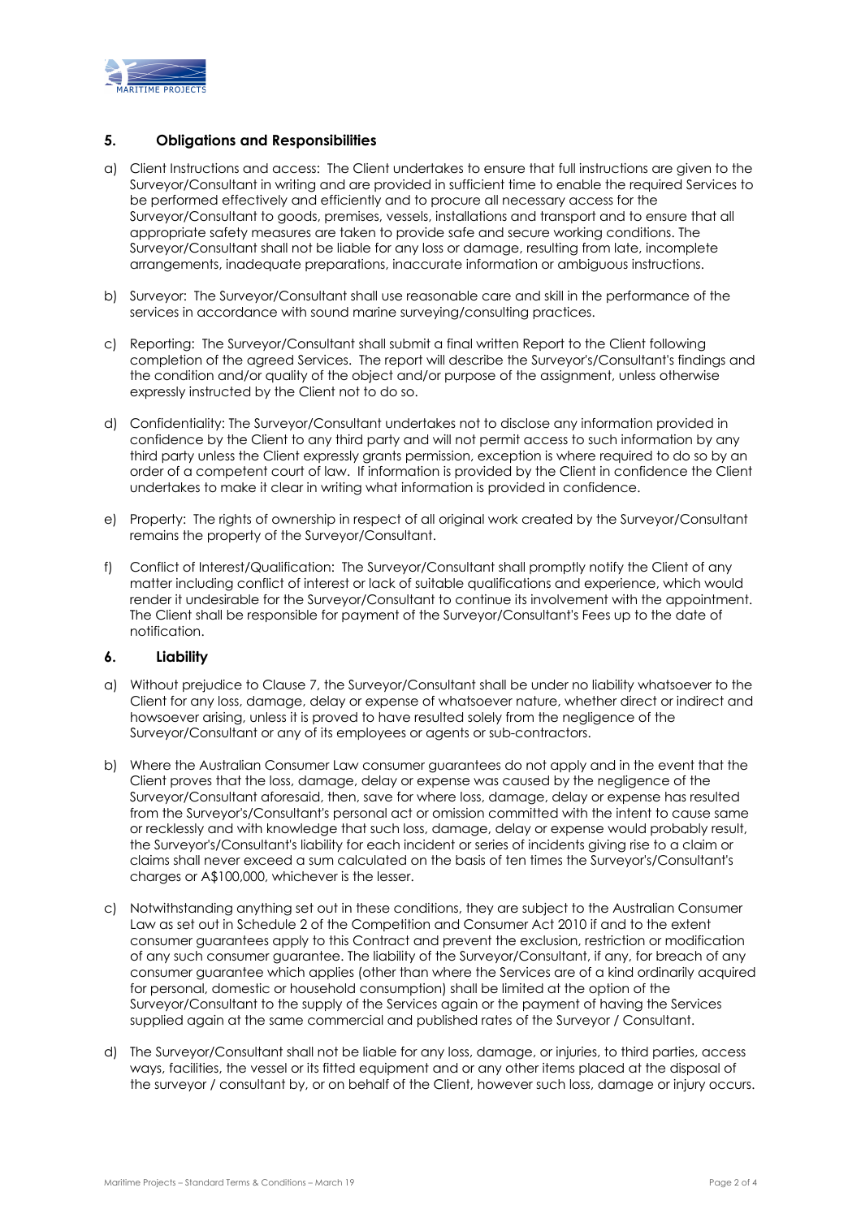## 5. Obligations and Responsibilities

a) Client Instructions and access: The Client undertakes to ensure that full instructions are given to the Surveyor/Consultant in writing and are provided in sufficient time to enable the required Services to be performed effectively and efficiently and to procure all necessary access for the Surveyor/Consultant to goods, premises, vessels, installations and transport and to ensure that all appropriate safety measures are taken to provide safe and secure working conditions. The Surveyor/Consultant shall not be liable for any loss or damage, resulting from late, incomplete arrangements, inadequate preparations, inaccurate information or ambiguous instructions.

b) Surveyor: The Surveyor/Consultant shall use reasonable care and skill in the performance of the services in accordance with sound marine surveying/consulting practices.

c) Reporting: The Surveyor/Consultant shall submit a final written Report to the Client following completion of the agreed Services. The report will describe the Surveyor's/Consultant's findings and the condition and/or quality of the object and/or purpose of the assignment, unless otherwise expressly instructed by the Client not to do so.

d) Confidentiality: The Surveyor/Consultant undertakes not to disclose any information provided in confidence by the Client to any third party and will not permit access to such information by any third party unless the Client expressly grants permission, exception is where required to do so by an order of a competent court of law. If information is provided by the Client in confidence the Client undertakes to make it clear in writing what information is provided in confidence.

e) Property: The rights of ownership in respect of all original work created by the Surveyor/Consultant remains the property of the Surveyor/Consultant.

f) Conflict of Interest/Qualification: The Surveyor/Consultant shall promptly notify the Client of any matter including conflict of interest or lack of suitable qualifications and experience, which would render it undesirable for the Surveyor/Consultant to continue its involvement with the appointment. The Client shall be responsible for payment of the Surveyor/Consultant's Fees up to the date of notification.

## 6. Liability

a) Without prejudice to Clause 7, the Surveyor/Consultant shall be under no liability whatsoever to the Client for any loss, damage, delay or expense of whatsoever nature, whether direct or indirect and howsoever arising, unless it is proved to have resulted solely from the negligence of the Surveyor/Consultant or any of its employees or agents or sub-contractors.

b) Where the Australian Consumer Law consumer guarantees do not apply and in the event that the Client proves that the loss, damage, delay or expense was caused by the negligence of the Surveyor/Consultant aforesaid, then, save for where loss, damage, delay or expense has resulted from the Surveyor's/Consultant's personal act or omission committed with the intent to cause same or recklessly and with knowledge that such loss, damage, delay or expense would probably result, the Surveyor's/Consultant's liability for each incident or series of incidents giving rise to a claim or claims shall never exceed a sum calculated on the basis of ten times the Surveyor's/Consultant's charges or A$100,000, whichever is the lesser.

c) Notwithstanding anything set out in these conditions, they are subject to the Australian Consumer Law as set out in Schedule 2 of the Competition and Consumer Act 2010 if and to the extent consumer guarantees apply to this Contract and prevent the exclusion, restriction or modification of any such consumer guarantee. The liability of the Surveyor/Consultant, if any, for breach of any consumer guarantee which applies (other than where the Services are of a kind ordinarily acquired for personal, domestic or household consumption) shall be limited at the option of the Surveyor/Consultant to the supply of the Services again or the payment of having the Services supplied again at the same commercial and published rates of the Surveyor / Consultant.

d) The Surveyor/Consultant shall not be liable for any loss, damage, or injuries, to third parties, access ways, facilities, the vessel or its fitted equipment and or any other items placed at the disposal of the surveyor / consultant by, or on behalf of the Client, however such loss, damage or injury occurs.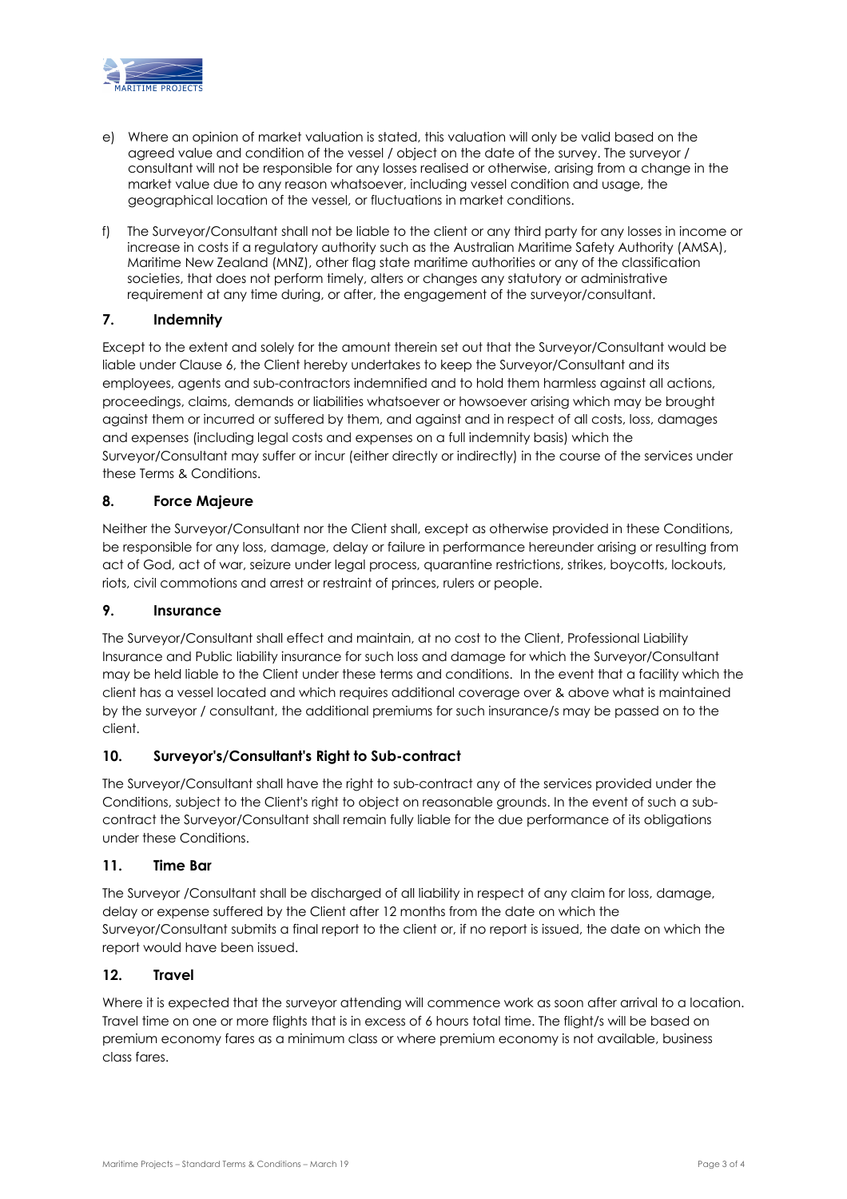e) Where an opinion of market valuation is stated, this valuation will only be valid based on the agreed value and condition of the vessel / object on the date of the survey. The surveyor / consultant will not be responsible for any losses realised or otherwise, arising from a change in the market value due to any reason whatsoever, including vessel condition and usage, the geographical location of the vessel, or fluctuations in market conditions.

f) The Surveyor/Consultant shall not be liable to the client or any third party for any losses in income or increase in costs if a regulatory authority such as the Australian Maritime Safety Authority (AMSA), Maritime New Zealand (MNZ), other flag state maritime authorities or any of the classification societies, that does not perform timely, alters or changes any statutory or administrative requirement at any time during, or after, the engagement of the surveyor/consultant.

## 7. Indemnity

Except to the extent and solely for the amount therein set out that the Surveyor/Consultant would be liable under Clause 6, the Client hereby undertakes to keep the Surveyor/Consultant and its employees, agents and sub-contractors indemnified and to hold them harmless against all actions, proceedings, claims, demands or liabilities whatsoever or howsoever arising which may be brought against them or incurred or suffered by them, and against and in respect of all costs, loss, damages and expenses (including legal costs and expenses on a full indemnity basis) which the Surveyor/Consultant may suffer or incur (either directly or indirectly) in the course of the services under these Terms & Conditions.

## 8. Force Majeure

Neither the Surveyor/Consultant nor the Client shall, except as otherwise provided in these Conditions, be responsible for any loss, damage, delay or failure in performance hereunder arising or resulting from act of God, act of war, seizure under legal process, quarantine restrictions, strikes, boycotts, lockouts, riots, civil commotions and arrest or restraint of princes, rulers or people.

## 9. Insurance

The Surveyor/Consultant shall effect and maintain, at no cost to the Client, Professional Liability Insurance and Public liability insurance for such loss and damage for which the Surveyor/Consultant may be held liable to the Client under these terms and conditions. In the event that a facility which the client has a vessel located and which requires additional coverage over & above what is maintained by the surveyor / consultant, the additional premiums for such insurance/s may be passed on to the client.

## 10. Surveyor's/Consultant's Right to Sub-contract

The Surveyor/Consultant shall have the right to sub-contract any of the services provided under the Conditions, subject to the Client's right to object on reasonable grounds. In the event of such a sub-contract the Surveyor/Consultant shall remain fully liable for the due performance of its obligations under these Conditions.

## 11. Time Bar

The Surveyor /Consultant shall be discharged of all liability in respect of any claim for loss, damage, delay or expense suffered by the Client after 12 months from the date on which the Surveyor/Consultant submits a final report to the client or, if no report is issued, the date on which the report would have been issued.

## 12. Travel

Where it is expected that the surveyor attending will commence work as soon after arrival to a location. Travel time on one or more flights that is in excess of 6 hours total time. The flight/s will be based on premium economy fares as a minimum class or where premium economy is not available, business class fares.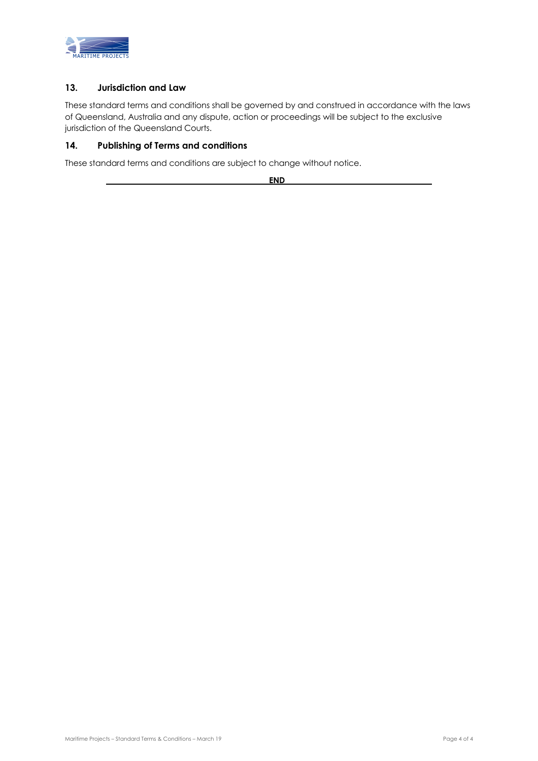## 13. Jurisdiction and Law

These standard terms and conditions shall be governed by and construed in accordance with the laws of Queensland, Australia and any dispute, action or proceedings will be subject to the exclusive jurisdiction of the Queensland Courts.

## 14. Publishing of Terms and conditions

These standard terms and conditions are subject to change without notice.

**END**